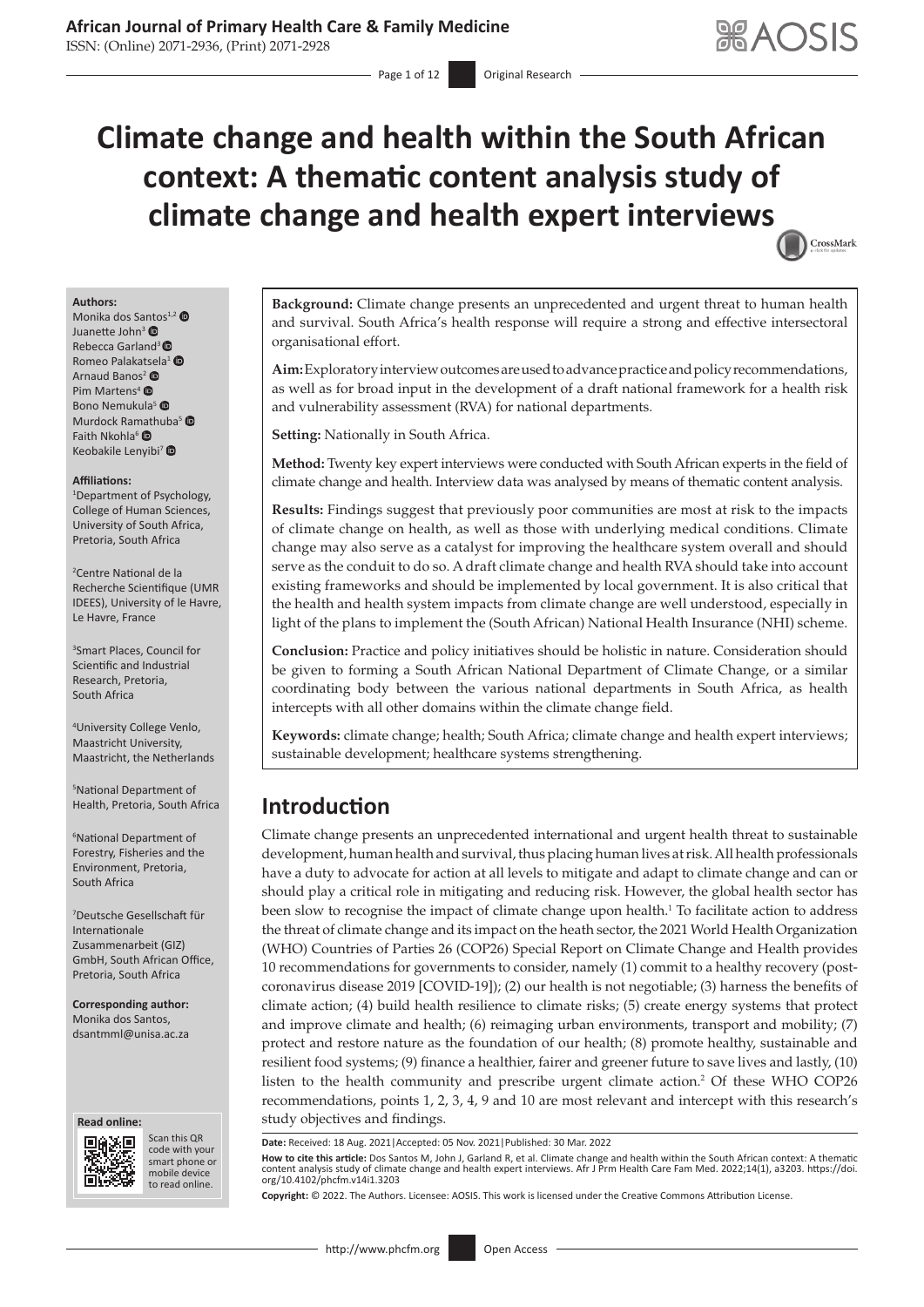# Climate change and health within the South African context: A thematic content analysis study of climate change and health expert interviews

**Authors:**
Monika dos Santos[1,2]
Juanette John[3]
Rebecca Garland[3]
Romeo Palakatsela[1]
Arnaud Banos[2]
Pim Martens[4]
Bono Nemukula[5]
Murdock Ramathuba[5]
Faith Nkohla[6]
Keobakile Lenyibi[7]

**Affiliations:**
[1]Department of Psychology, College of Human Sciences, University of South Africa, Pretoria, South Africa

[2]Centre National de la Recherche Scientifique (UMR IDEES), University of le Havre, Le Havre, France

[3]Smart Places, Council for Scientific and Industrial Research, Pretoria, South Africa

[4]University College Venlo, Maastricht University, Maastricht, the Netherlands

[5]National Department of Health, Pretoria, South Africa

[6]National Department of Forestry, Fisheries and the Environment, Pretoria, South Africa

[7]Deutsche Gesellschaft für Internationale Zusammenarbeit (GIZ) GmbH, South African Office, Pretoria, South Africa

**Corresponding author:**
Monika dos Santos,
dsantmml@unisa.ac.za

**Background:** Climate change presents an unprecedented and urgent threat to human health and survival. South Africa's health response will require a strong and effective intersectoral organisational effort.

**Aim:** Exploratory interview outcomes are used to advance practice and policy recommendations, as well as for broad input in the development of a draft national framework for a health risk and vulnerability assessment (RVA) for national departments.

**Setting:** Nationally in South Africa.

**Method:** Twenty key expert interviews were conducted with South African experts in the field of climate change and health. Interview data was analysed by means of thematic content analysis.

**Results:** Findings suggest that previously poor communities are most at risk to the impacts of climate change on health, as well as those with underlying medical conditions. Climate change may also serve as a catalyst for improving the healthcare system overall and should serve as the conduit to do so. A draft climate change and health RVA should take into account existing frameworks and should be implemented by local government. It is also critical that the health and health system impacts from climate change are well understood, especially in light of the plans to implement the (South African) National Health Insurance (NHI) scheme.

**Conclusion:** Practice and policy initiatives should be holistic in nature. Consideration should be given to forming a South African National Department of Climate Change, or a similar coordinating body between the various national departments in South Africa, as health intercepts with all other domains within the climate change field.

**Keywords:** climate change; health; South Africa; climate change and health expert interviews; sustainable development; healthcare systems strengthening.

## Introduction

Climate change presents an unprecedented international and urgent health threat to sustainable development, human health and survival, thus placing human lives at risk. All health professionals have a duty to advocate for action at all levels to mitigate and adapt to climate change and can or should play a critical role in mitigating and reducing risk. However, the global health sector has been slow to recognise the impact of climate change upon health.[1] To facilitate action to address the threat of climate change and its impact on the heath sector, the 2021 World Health Organization (WHO) Countries of Parties 26 (COP26) Special Report on Climate Change and Health provides 10 recommendations for governments to consider, namely (1) commit to a healthy recovery (post-coronavirus disease 2019 [COVID-19]); (2) our health is not negotiable; (3) harness the benefits of climate action; (4) build health resilience to climate risks; (5) create energy systems that protect and improve climate and health; (6) reimaging urban environments, transport and mobility; (7) protect and restore nature as the foundation of our health; (8) promote healthy, sustainable and resilient food systems; (9) finance a healthier, fairer and greener future to save lives and lastly, (10) listen to the health community and prescribe urgent climate action.[2] Of these WHO COP26 recommendations, points 1, 2, 3, 4, 9 and 10 are most relevant and intercept with this research's study objectives and findings.

**Date:** Received: 18 Aug. 2021 | Accepted: 05 Nov. 2021 | Published: 30 Mar. 2022

**How to cite this article:** Dos Santos M, John J, Garland R, et al. Climate change and health within the South African context: A thematic content analysis study of climate change and health expert interviews. Afr J Prm Health Care Fam Med. 2022;14(1), a3203. https://doi.org/10.4102/phcfm.v14i1.3203

**Copyright:** © 2022. The Authors. Licensee: AOSIS. This work is licensed under the Creative Commons Attribution License.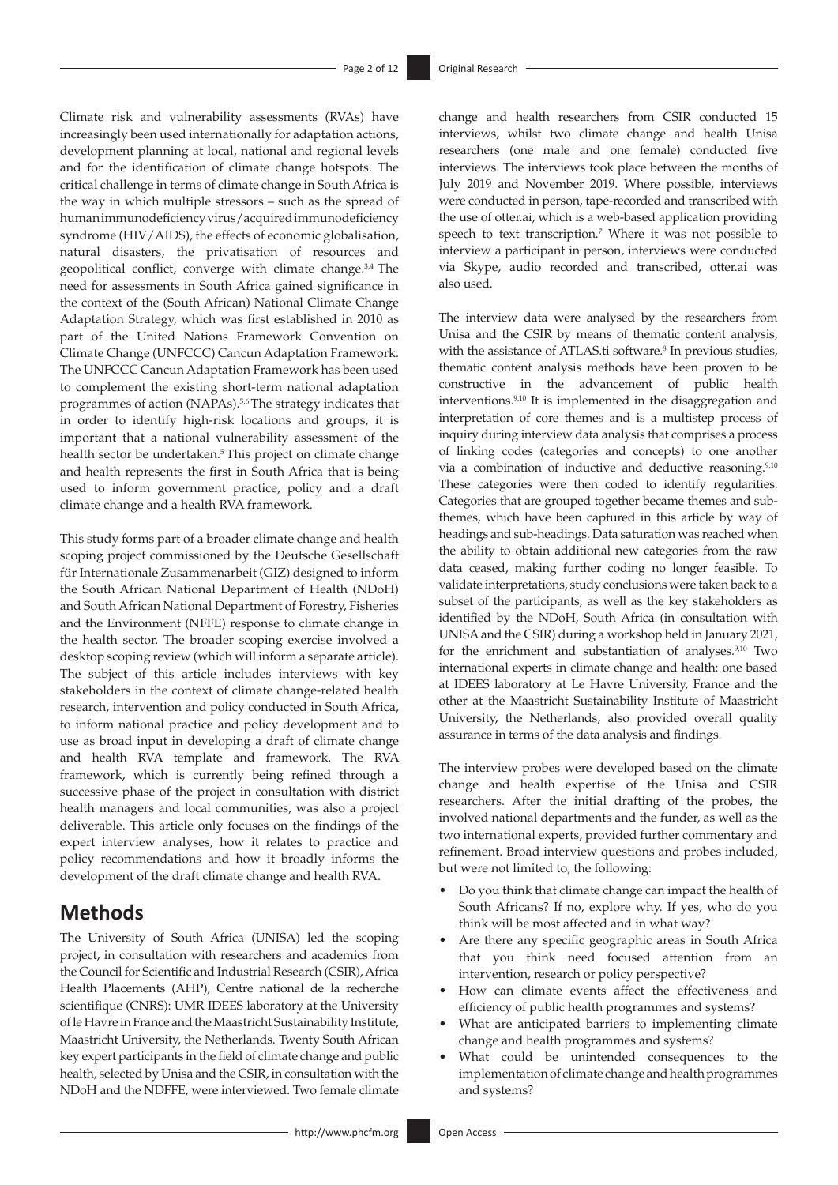Climate risk and vulnerability assessments (RVAs) have increasingly been used internationally for adaptation actions, development planning at local, national and regional levels and for the identification of climate change hotspots. The critical challenge in terms of climate change in South Africa is the way in which multiple stressors – such as the spread of human immunodeficiency virus/acquired immunodeficiency syndrome (HIV/AIDS), the effects of economic globalisation, natural disasters, the privatisation of resources and geopolitical conflict, converge with climate change.[3,4] The need for assessments in South Africa gained significance in the context of the (South African) National Climate Change Adaptation Strategy, which was first established in 2010 as part of the United Nations Framework Convention on Climate Change (UNFCCC) Cancun Adaptation Framework. The UNFCCC Cancun Adaptation Framework has been used to complement the existing short-term national adaptation programmes of action (NAPAs).[5,6] The strategy indicates that in order to identify high-risk locations and groups, it is important that a national vulnerability assessment of the health sector be undertaken.[5] This project on climate change and health represents the first in South Africa that is being used to inform government practice, policy and a draft climate change and a health RVA framework.

This study forms part of a broader climate change and health scoping project commissioned by the Deutsche Gesellschaft für Internationale Zusammenarbeit (GIZ) designed to inform the South African National Department of Health (NDoH) and South African National Department of Forestry, Fisheries and the Environment (NFFE) response to climate change in the health sector. The broader scoping exercise involved a desktop scoping review (which will inform a separate article). The subject of this article includes interviews with key stakeholders in the context of climate change-related health research, intervention and policy conducted in South Africa, to inform national practice and policy development and to use as broad input in developing a draft of climate change and health RVA template and framework. The RVA framework, which is currently being refined through a successive phase of the project in consultation with district health managers and local communities, was also a project deliverable. This article only focuses on the findings of the expert interview analyses, how it relates to practice and policy recommendations and how it broadly informs the development of the draft climate change and health RVA.

## Methods

The University of South Africa (UNISA) led the scoping project, in consultation with researchers and academics from the Council for Scientific and Industrial Research (CSIR), Africa Health Placements (AHP), Centre national de la recherche scientifique (CNRS): UMR IDEES laboratory at the University of le Havre in France and the Maastricht Sustainability Institute, Maastricht University, the Netherlands. Twenty South African key expert participants in the field of climate change and public health, selected by Unisa and the CSIR, in consultation with the NDoH and the NDFFE, were interviewed. Two female climate change and health researchers from CSIR conducted 15 interviews, whilst two climate change and health Unisa researchers (one male and one female) conducted five interviews. The interviews took place between the months of July 2019 and November 2019. Where possible, interviews were conducted in person, tape-recorded and transcribed with the use of otter.ai, which is a web-based application providing speech to text transcription.[7] Where it was not possible to interview a participant in person, interviews were conducted via Skype, audio recorded and transcribed, otter.ai was also used.

The interview data were analysed by the researchers from Unisa and the CSIR by means of thematic content analysis, with the assistance of ATLAS.ti software.[8] In previous studies, thematic content analysis methods have been proven to be constructive in the advancement of public health interventions.[9,10] It is implemented in the disaggregation and interpretation of core themes and is a multistep process of inquiry during interview data analysis that comprises a process of linking codes (categories and concepts) to one another via a combination of inductive and deductive reasoning.[9,10] These categories were then coded to identify regularities. Categories that are grouped together became themes and sub-themes, which have been captured in this article by way of headings and sub-headings. Data saturation was reached when the ability to obtain additional new categories from the raw data ceased, making further coding no longer feasible. To validate interpretations, study conclusions were taken back to a subset of the participants, as well as the key stakeholders as identified by the NDoH, South Africa (in consultation with UNISA and the CSIR) during a workshop held in January 2021, for the enrichment and substantiation of analyses.[9,10] Two international experts in climate change and health: one based at IDEES laboratory at Le Havre University, France and the other at the Maastricht Sustainability Institute of Maastricht University, the Netherlands, also provided overall quality assurance in terms of the data analysis and findings.

The interview probes were developed based on the climate change and health expertise of the Unisa and CSIR researchers. After the initial drafting of the probes, the involved national departments and the funder, as well as the two international experts, provided further commentary and refinement. Broad interview questions and probes included, but were not limited to, the following:

- Do you think that climate change can impact the health of South Africans? If no, explore why. If yes, who do you think will be most affected and in what way?
- Are there any specific geographic areas in South Africa that you think need focused attention from an intervention, research or policy perspective?
- How can climate events affect the effectiveness and efficiency of public health programmes and systems?
- What are anticipated barriers to implementing climate change and health programmes and systems?
- What could be unintended consequences to the implementation of climate change and health programmes and systems?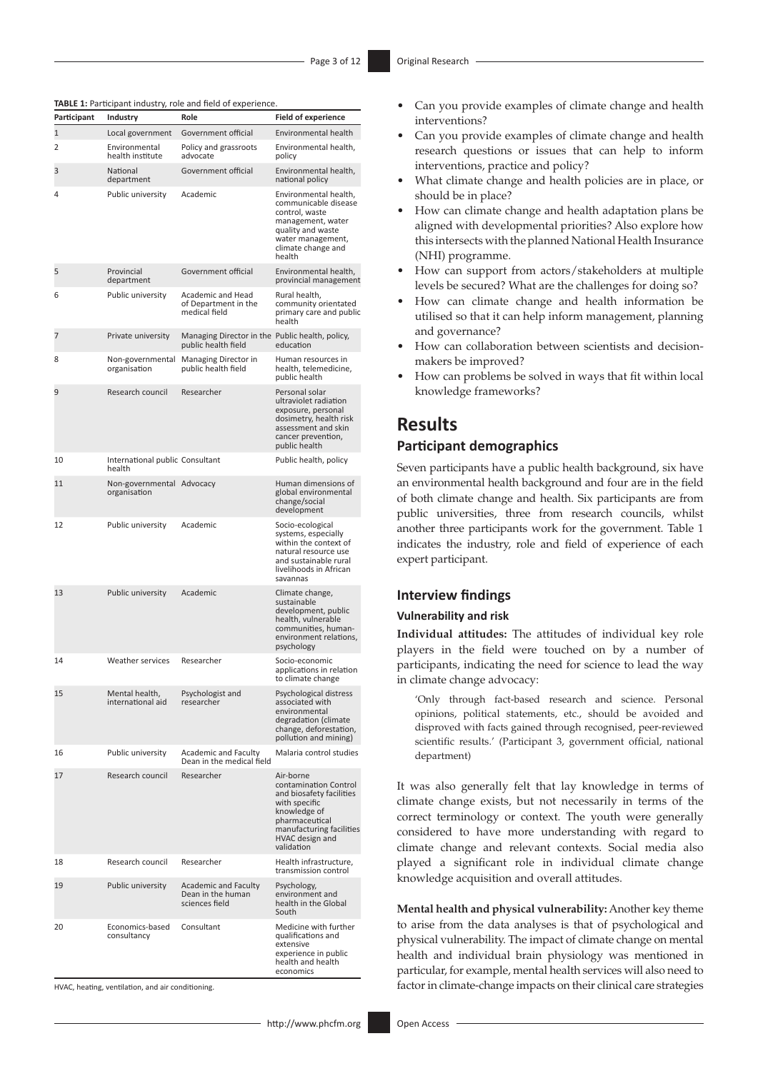**TABLE 1:** Participant industry, role and field of experience.

| Participant | Industry | Role | Field of experience |
|---|---|---|---|
| 1 | Local government | Government official | Environmental health |
| 2 | Environmental health institute | Policy and grassroots advocate | Environmental health, policy |
| 3 | National department | Government official | Environmental health, national policy |
| 4 | Public university | Academic | Environmental health, communicable disease control, waste management, water quality and waste water management, climate change and health |
| 5 | Provincial department | Government official | Environmental health, provincial management |
| 6 | Public university | Academic and Head of Department in the medical field | Rural health, community orientated primary care and public health |
| 7 | Private university | Managing Director in the public health field | Public health, policy, education |
| 8 | Non-governmental organisation | Managing Director in public health field | Human resources in health, telemedicine, public health |
| 9 | Research council | Researcher | Personal solar ultraviolet radiation exposure, personal dosimetry, health risk assessment and skin cancer prevention, public health |
| 10 | International public health | Consultant | Public health, policy |
| 11 | Non-governmental organisation | Advocacy | Human dimensions of global environmental change/social development |
| 12 | Public university | Academic | Socio-ecological systems, especially within the context of natural resource use and sustainable rural livelihoods in African savannas |
| 13 | Public university | Academic | Climate change, sustainable development, public health, vulnerable communities, human-environment relations, psychology |
| 14 | Weather services | Researcher | Socio-economic applications in relation to climate change |
| 15 | Mental health, international aid | Psychologist and researcher | Psychological distress associated with environmental degradation (climate change, deforestation, pollution and mining) |
| 16 | Public university | Academic and Faculty Dean in the medical field | Malaria control studies |
| 17 | Research council | Researcher | Air-borne contamination Control and biosafety facilities with specific knowledge of pharmaceutical manufacturing facilities HVAC design and validation |
| 18 | Research council | Researcher | Health infrastructure, transmission control |
| 19 | Public university | Academic and Faculty Dean in the human sciences field | Psychology, environment and health in the Global South |
| 20 | Economics-based consultancy | Consultant | Medicine with further qualifications and extensive experience in public health and health economics |

HVAC, heating, ventilation, and air conditioning.

- Can you provide examples of climate change and health interventions?
- Can you provide examples of climate change and health research questions or issues that can help to inform interventions, practice and policy?
- What climate change and health policies are in place, or should be in place?
- How can climate change and health adaptation plans be aligned with developmental priorities? Also explore how this intersects with the planned National Health Insurance (NHI) programme.
- How can support from actors/stakeholders at multiple levels be secured? What are the challenges for doing so?
- How can climate change and health information be utilised so that it can help inform management, planning and governance?
- How can collaboration between scientists and decision-makers be improved?
- How can problems be solved in ways that fit within local knowledge frameworks?

# Results

## Participant demographics

Seven participants have a public health background, six have an environmental health background and four are in the field of both climate change and health. Six participants are from public universities, three from research councils, whilst another three participants work for the government. Table 1 indicates the industry, role and field of experience of each expert participant.

## Interview findings

### Vulnerability and risk

**Individual attitudes:** The attitudes of individual key role players in the field were touched on by a number of participants, indicating the need for science to lead the way in climate change advocacy:

> 'Only through fact-based research and science. Personal opinions, political statements, etc., should be avoided and disproved with facts gained through recognised, peer-reviewed scientific results.' (Participant 3, government official, national department)

It was also generally felt that lay knowledge in terms of climate change exists, but not necessarily in terms of the correct terminology or context. The youth were generally considered to have more understanding with regard to climate change and relevant contexts. Social media also played a significant role in individual climate change knowledge acquisition and overall attitudes.

**Mental health and physical vulnerability:** Another key theme to arise from the data analyses is that of psychological and physical vulnerability. The impact of climate change on mental health and individual brain physiology was mentioned in particular, for example, mental health services will also need to factor in climate-change impacts on their clinical care strategies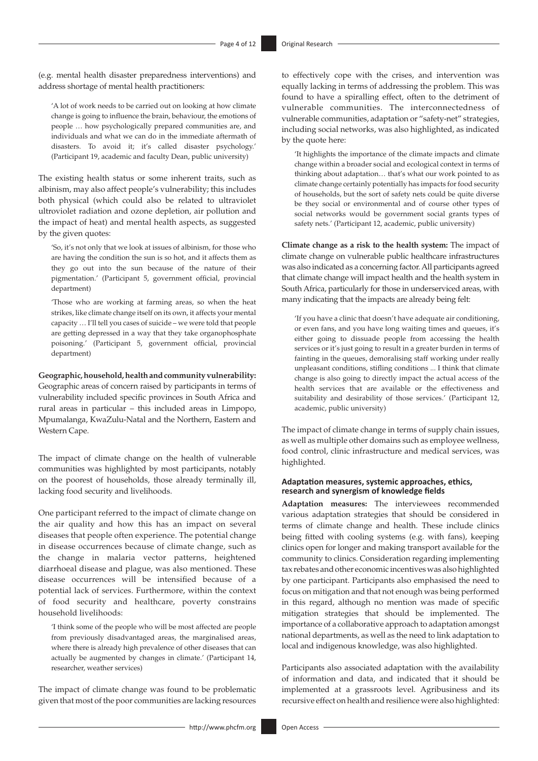(e.g. mental health disaster preparedness interventions) and address shortage of mental health practitioners:

> 'A lot of work needs to be carried out on looking at how climate change is going to influence the brain, behaviour, the emotions of people … how psychologically prepared communities are, and individuals and what we can do in the immediate aftermath of disasters. To avoid it; it's called disaster psychology.' (Participant 19, academic and faculty Dean, public university)

The existing health status or some inherent traits, such as albinism, may also affect people's vulnerability; this includes both physical (which could also be related to ultraviolet ultraviolet radiation and ozone depletion, air pollution and the impact of heat) and mental health aspects, as suggested by the given quotes:

> 'So, it's not only that we look at issues of albinism, for those who are having the condition the sun is so hot, and it affects them as they go out into the sun because of the nature of their pigmentation.' (Participant 5, government official, provincial department)

> 'Those who are working at farming areas, so when the heat strikes, like climate change itself on its own, it affects your mental capacity … I'll tell you cases of suicide – we were told that people are getting depressed in a way that they take organophosphate poisoning.' (Participant 5, government official, provincial department)

**Geographic, household, health and community vulnerability:** Geographic areas of concern raised by participants in terms of vulnerability included specific provinces in South Africa and rural areas in particular – this included areas in Limpopo, Mpumalanga, KwaZulu-Natal and the Northern, Eastern and Western Cape.

The impact of climate change on the health of vulnerable communities was highlighted by most participants, notably on the poorest of households, those already terminally ill, lacking food security and livelihoods.

One participant referred to the impact of climate change on the air quality and how this has an impact on several diseases that people often experience. The potential change in disease occurrences because of climate change, such as the change in malaria vector patterns, heightened diarrhoeal disease and plague, was also mentioned. These disease occurrences will be intensified because of a potential lack of services. Furthermore, within the context of food security and healthcare, poverty constrains household livelihoods:

> 'I think some of the people who will be most affected are people from previously disadvantaged areas, the marginalised areas, where there is already high prevalence of other diseases that can actually be augmented by changes in climate.' (Participant 14, researcher, weather services)

The impact of climate change was found to be problematic given that most of the poor communities are lacking resources to effectively cope with the crises, and intervention was equally lacking in terms of addressing the problem. This was found to have a spiralling effect, often to the detriment of vulnerable communities. The interconnectedness of vulnerable communities, adaptation or "safety-net" strategies, including social networks, was also highlighted, as indicated by the quote here:

> 'It highlights the importance of the climate impacts and climate change within a broader social and ecological context in terms of thinking about adaptation… that's what our work pointed to as climate change certainly potentially has impacts for food security of households, but the sort of safety nets could be quite diverse be they social or environmental and of course other types of social networks would be government social grants types of safety nets.' (Participant 12, academic, public university)

**Climate change as a risk to the health system:** The impact of climate change on vulnerable public healthcare infrastructures was also indicated as a concerning factor. All participants agreed that climate change will impact health and the health system in South Africa, particularly for those in underserviced areas, with many indicating that the impacts are already being felt:

> 'If you have a clinic that doesn't have adequate air conditioning, or even fans, and you have long waiting times and queues, it's either going to dissuade people from accessing the health services or it's just going to result in a greater burden in terms of fainting in the queues, demoralising staff working under really unpleasant conditions, stifling conditions ... I think that climate change is also going to directly impact the actual access of the health services that are available or the effectiveness and suitability and desirability of those services.' (Participant 12, academic, public university)

The impact of climate change in terms of supply chain issues, as well as multiple other domains such as employee wellness, food control, clinic infrastructure and medical services, was highlighted.

#### Adaptation measures, systemic approaches, ethics, research and synergism of knowledge fields

**Adaptation measures:** The interviewees recommended various adaptation strategies that should be considered in terms of climate change and health. These include clinics being fitted with cooling systems (e.g. with fans), keeping clinics open for longer and making transport available for the community to clinics. Consideration regarding implementing tax rebates and other economic incentives was also highlighted by one participant. Participants also emphasised the need to focus on mitigation and that not enough was being performed in this regard, although no mention was made of specific mitigation strategies that should be implemented. The importance of a collaborative approach to adaptation amongst national departments, as well as the need to link adaptation to local and indigenous knowledge, was also highlighted.

Participants also associated adaptation with the availability of information and data, and indicated that it should be implemented at a grassroots level. Agribusiness and its recursive effect on health and resilience were also highlighted: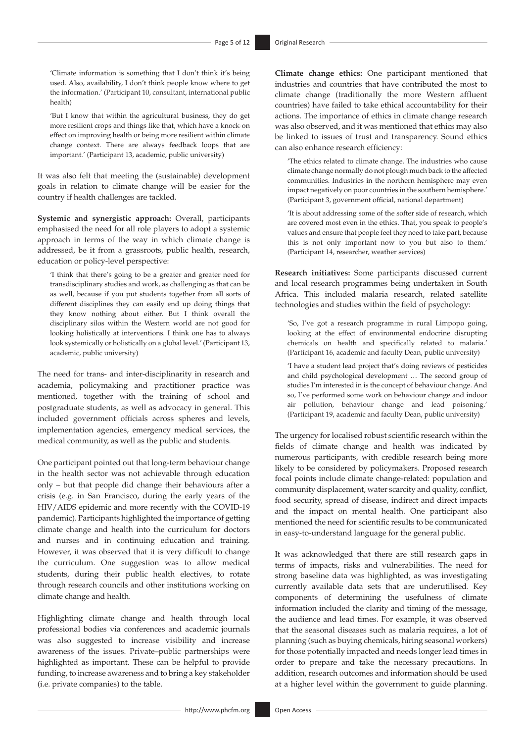'Climate information is something that I don't think it's being used. Also, availability, I don't think people know where to get the information.' (Participant 10, consultant, international public health)

'But I know that within the agricultural business, they do get more resilient crops and things like that, which have a knock-on effect on improving health or being more resilient within climate change context. There are always feedback loops that are important.' (Participant 13, academic, public university)

It was also felt that meeting the (sustainable) development goals in relation to climate change will be easier for the country if health challenges are tackled.

**Systemic and synergistic approach:** Overall, participants emphasised the need for all role players to adopt a systemic approach in terms of the way in which climate change is addressed, be it from a grassroots, public health, research, education or policy-level perspective:

'I think that there's going to be a greater and greater need for transdisciplinary studies and work, as challenging as that can be as well, because if you put students together from all sorts of different disciplines they can easily end up doing things that they know nothing about either. But I think overall the disciplinary silos within the Western world are not good for looking holistically at interventions. I think one has to always look systemically or holistically on a global level.' (Participant 13, academic, public university)

The need for trans- and inter-disciplinarity in research and academia, policymaking and practitioner practice was mentioned, together with the training of school and postgraduate students, as well as advocacy in general. This included government officials across spheres and levels, implementation agencies, emergency medical services, the medical community, as well as the public and students.

One participant pointed out that long-term behaviour change in the health sector was not achievable through education only – but that people did change their behaviours after a crisis (e.g. in San Francisco, during the early years of the HIV/AIDS epidemic and more recently with the COVID-19 pandemic). Participants highlighted the importance of getting climate change and health into the curriculum for doctors and nurses and in continuing education and training. However, it was observed that it is very difficult to change the curriculum. One suggestion was to allow medical students, during their public health electives, to rotate through research councils and other institutions working on climate change and health.

Highlighting climate change and health through local professional bodies via conferences and academic journals was also suggested to increase visibility and increase awareness of the issues. Private–public partnerships were highlighted as important. These can be helpful to provide funding, to increase awareness and to bring a key stakeholder (i.e. private companies) to the table.

**Climate change ethics:** One participant mentioned that industries and countries that have contributed the most to climate change (traditionally the more Western affluent countries) have failed to take ethical accountability for their actions. The importance of ethics in climate change research was also observed, and it was mentioned that ethics may also be linked to issues of trust and transparency. Sound ethics can also enhance research efficiency:

'The ethics related to climate change. The industries who cause climate change normally do not plough much back to the affected communities. Industries in the northern hemisphere may even impact negatively on poor countries in the southern hemisphere.' (Participant 3, government official, national department)

'It is about addressing some of the softer side of research, which are covered most even in the ethics. That, you speak to people's values and ensure that people feel they need to take part, because this is not only important now to you but also to them.' (Participant 14, researcher, weather services)

**Research initiatives:** Some participants discussed current and local research programmes being undertaken in South Africa. This included malaria research, related satellite technologies and studies within the field of psychology:

'So, I've got a research programme in rural Limpopo going, looking at the effect of environmental endocrine disrupting chemicals on health and specifically related to malaria.' (Participant 16, academic and faculty Dean, public university)

'I have a student lead project that's doing reviews of pesticides and child psychological development … The second group of studies I'm interested in is the concept of behaviour change. And so, I've performed some work on behaviour change and indoor air pollution, behaviour change and lead poisoning.' (Participant 19, academic and faculty Dean, public university)

The urgency for localised robust scientific research within the fields of climate change and health was indicated by numerous participants, with credible research being more likely to be considered by policymakers. Proposed research focal points include climate change-related: population and community displacement, water scarcity and quality, conflict, food security, spread of disease, indirect and direct impacts and the impact on mental health. One participant also mentioned the need for scientific results to be communicated in easy-to-understand language for the general public.

It was acknowledged that there are still research gaps in terms of impacts, risks and vulnerabilities. The need for strong baseline data was highlighted, as was investigating currently available data sets that are underutilised. Key components of determining the usefulness of climate information included the clarity and timing of the message, the audience and lead times. For example, it was observed that the seasonal diseases such as malaria requires, a lot of planning (such as buying chemicals, hiring seasonal workers) for those potentially impacted and needs longer lead times in order to prepare and take the necessary precautions. In addition, research outcomes and information should be used at a higher level within the government to guide planning.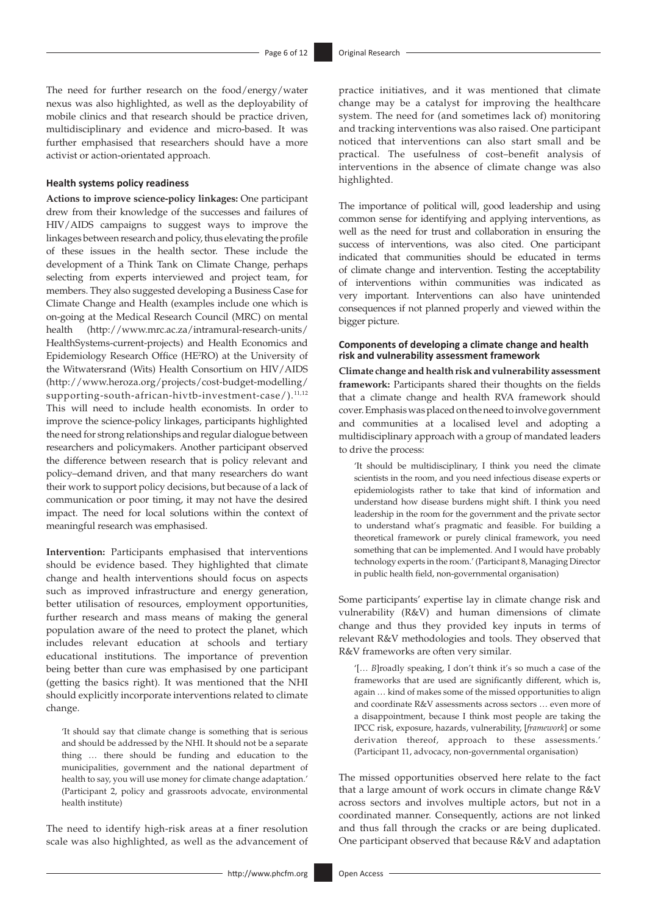The need for further research on the food/energy/water nexus was also highlighted, as well as the deployability of mobile clinics and that research should be practice driven, multidisciplinary and evidence and micro-based. It was further emphasised that researchers should have a more activist or action-orientated approach.

### Health systems policy readiness

**Actions to improve science-policy linkages:** One participant drew from their knowledge of the successes and failures of HIV/AIDS campaigns to suggest ways to improve the linkages between research and policy, thus elevating the profile of these issues in the health sector. These include the development of a Think Tank on Climate Change, perhaps selecting from experts interviewed and project team, for members. They also suggested developing a Business Case for Climate Change and Health (examples include one which is on-going at the Medical Research Council (MRC) on mental health (http://www.mrc.ac.za/intramural-research-units/HealthSystems-current-projects) and Health Economics and Epidemiology Research Office (HE$^2$RO) at the University of the Witwatersrand (Wits) Health Consortium on HIV/AIDS (http://www.heroza.org/projects/cost-budget-modelling/supporting-south-african-hivtb-investment-case/).[11,12] This will need to include health economists. In order to improve the science-policy linkages, participants highlighted the need for strong relationships and regular dialogue between researchers and policymakers. Another participant observed the difference between research that is policy relevant and policy–demand driven, and that many researchers do want their work to support policy decisions, but because of a lack of communication or poor timing, it may not have the desired impact. The need for local solutions within the context of meaningful research was emphasised.

**Intervention:** Participants emphasised that interventions should be evidence based. They highlighted that climate change and health interventions should focus on aspects such as improved infrastructure and energy generation, better utilisation of resources, employment opportunities, further research and mass means of making the general population aware of the need to protect the planet, which includes relevant education at schools and tertiary educational institutions. The importance of prevention being better than cure was emphasised by one participant (getting the basics right). It was mentioned that the NHI should explicitly incorporate interventions related to climate change.

> 'It should say that climate change is something that is serious and should be addressed by the NHI. It should not be a separate thing … there should be funding and education to the municipalities, government and the national department of health to say, you will use money for climate change adaptation.' (Participant 2, policy and grassroots advocate, environmental health institute)

The need to identify high-risk areas at a finer resolution scale was also highlighted, as well as the advancement of practice initiatives, and it was mentioned that climate change may be a catalyst for improving the healthcare system. The need for (and sometimes lack of) monitoring and tracking interventions was also raised. One participant noticed that interventions can also start small and be practical. The usefulness of cost–benefit analysis of interventions in the absence of climate change was also highlighted.

The importance of political will, good leadership and using common sense for identifying and applying interventions, as well as the need for trust and collaboration in ensuring the success of interventions, was also cited. One participant indicated that communities should be educated in terms of climate change and intervention. Testing the acceptability of interventions within communities was indicated as very important. Interventions can also have unintended consequences if not planned properly and viewed within the bigger picture.

### Components of developing a climate change and health risk and vulnerability assessment framework

**Climate change and health risk and vulnerability assessment framework:** Participants shared their thoughts on the fields that a climate change and health RVA framework should cover. Emphasis was placed on the need to involve government and communities at a localised level and adopting a multidisciplinary approach with a group of mandated leaders to drive the process:

> 'It should be multidisciplinary, I think you need the climate scientists in the room, and you need infectious disease experts or epidemiologists rather to take that kind of information and understand how disease burdens might shift. I think you need leadership in the room for the government and the private sector to understand what's pragmatic and feasible. For building a theoretical framework or purely clinical framework, you need something that can be implemented. And I would have probably technology experts in the room.' (Participant 8, Managing Director in public health field, non-governmental organisation)

Some participants' expertise lay in climate change risk and vulnerability (R&V) and human dimensions of climate change and thus they provided key inputs in terms of relevant R&V methodologies and tools. They observed that R&V frameworks are often very similar.

> '[… *B*]roadly speaking, I don't think it's so much a case of the frameworks that are used are significantly different, which is, again … kind of makes some of the missed opportunities to align and coordinate R&V assessments across sectors … even more of a disappointment, because I think most people are taking the IPCC risk, exposure, hazards, vulnerability, [*framework*] or some derivation thereof, approach to these assessments.' (Participant 11, advocacy, non-governmental organisation)

The missed opportunities observed here relate to the fact that a large amount of work occurs in climate change R&V across sectors and involves multiple actors, but not in a coordinated manner. Consequently, actions are not linked and thus fall through the cracks or are being duplicated. One participant observed that because R&V and adaptation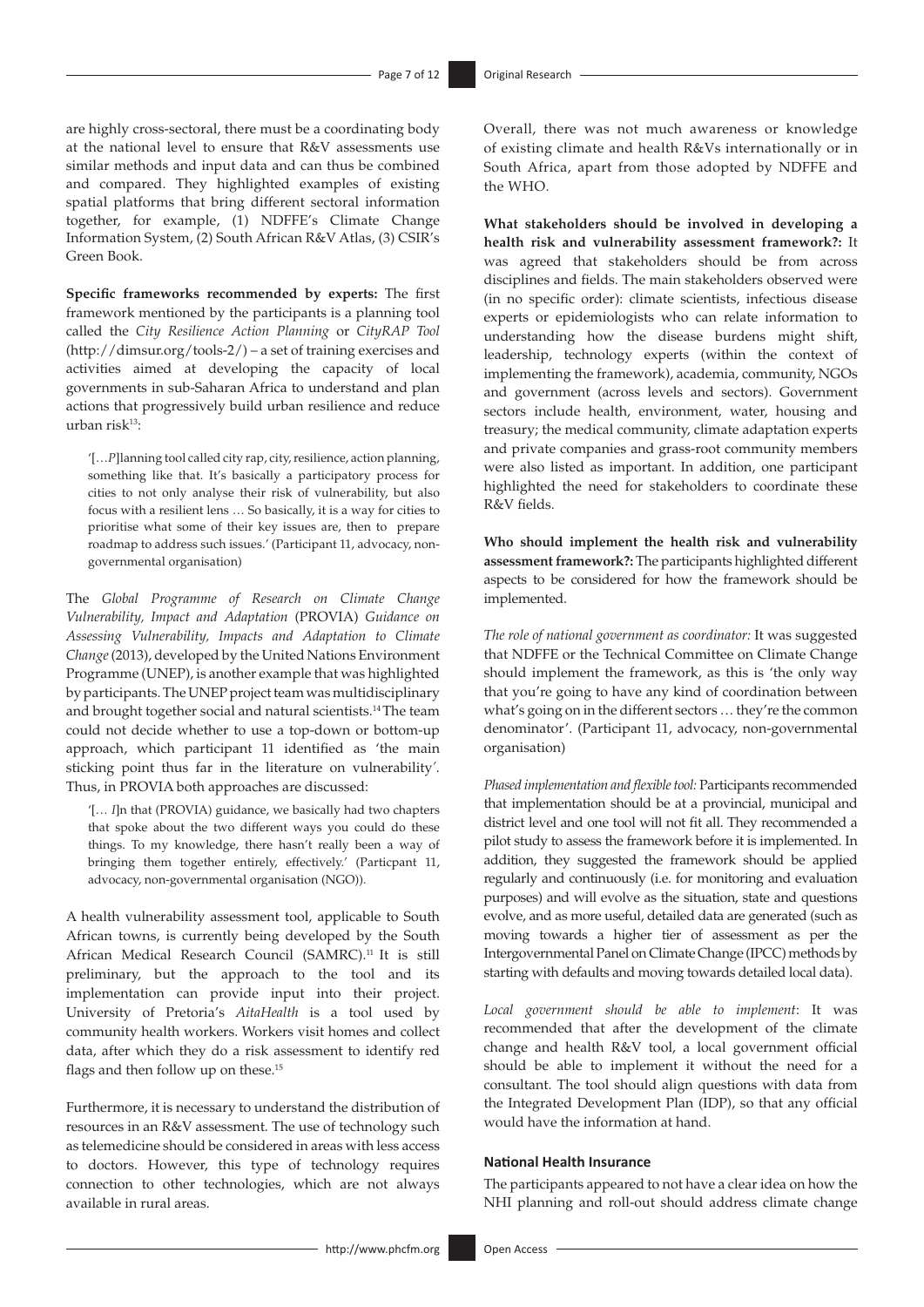are highly cross-sectoral, there must be a coordinating body at the national level to ensure that R&V assessments use similar methods and input data and can thus be combined and compared. They highlighted examples of existing spatial platforms that bring different sectoral information together, for example, (1) NDFFE's Climate Change Information System, (2) South African R&V Atlas, (3) CSIR's Green Book.

**Specific frameworks recommended by experts:** The first framework mentioned by the participants is a planning tool called the *City Resilience Action Planning* or *CityRAP Tool* (http://dimsur.org/tools-2/) – a set of training exercises and activities aimed at developing the capacity of local governments in sub-Saharan Africa to understand and plan actions that progressively build urban resilience and reduce urban risk[13]:

> '[…*P*]lanning tool called city rap, city, resilience, action planning, something like that. It's basically a participatory process for cities to not only analyse their risk of vulnerability, but also focus with a resilient lens … So basically, it is a way for cities to prioritise what some of their key issues are, then to prepare roadmap to address such issues.' (Participant 11, advocacy, non-governmental organisation)

The *Global Programme of Research on Climate Change Vulnerability, Impact and Adaptation* (PROVIA) *Guidance on Assessing Vulnerability, Impacts and Adaptation to Climate Change* (2013), developed by the United Nations Environment Programme (UNEP), is another example that was highlighted by participants. The UNEP project team was multidisciplinary and brought together social and natural scientists.[14] The team could not decide whether to use a top-down or bottom-up approach, which participant 11 identified as 'the main sticking point thus far in the literature on vulnerability'. Thus, in PROVIA both approaches are discussed:

> '[… *I*]n that (PROVIA) guidance, we basically had two chapters that spoke about the two different ways you could do these things. To my knowledge, there hasn't really been a way of bringing them together entirely, effectively.' (Particpant 11, advocacy, non-governmental organisation (NGO)).

A health vulnerability assessment tool, applicable to South African towns, is currently being developed by the South African Medical Research Council (SAMRC).[11] It is still preliminary, but the approach to the tool and its implementation can provide input into their project. University of Pretoria's *AitaHealth* is a tool used by community health workers. Workers visit homes and collect data, after which they do a risk assessment to identify red flags and then follow up on these.[15]

Furthermore, it is necessary to understand the distribution of resources in an R&V assessment. The use of technology such as telemedicine should be considered in areas with less access to doctors. However, this type of technology requires connection to other technologies, which are not always available in rural areas.

Overall, there was not much awareness or knowledge of existing climate and health R&Vs internationally or in South Africa, apart from those adopted by NDFFE and the WHO.

**What stakeholders should be involved in developing a health risk and vulnerability assessment framework?:** It was agreed that stakeholders should be from across disciplines and fields. The main stakeholders observed were (in no specific order): climate scientists, infectious disease experts or epidemiologists who can relate information to understanding how the disease burdens might shift, leadership, technology experts (within the context of implementing the framework), academia, community, NGOs and government (across levels and sectors). Government sectors include health, environment, water, housing and treasury; the medical community, climate adaptation experts and private companies and grass-root community members were also listed as important. In addition, one participant highlighted the need for stakeholders to coordinate these R&V fields.

**Who should implement the health risk and vulnerability assessment framework?:** The participants highlighted different aspects to be considered for how the framework should be implemented.

*The role of national government as coordinator:* It was suggested that NDFFE or the Technical Committee on Climate Change should implement the framework, as this is 'the only way that you're going to have any kind of coordination between what's going on in the different sectors … they're the common denominator'. (Participant 11, advocacy, non-governmental organisation)

*Phased implementation and flexible tool:* Participants recommended that implementation should be at a provincial, municipal and district level and one tool will not fit all. They recommended a pilot study to assess the framework before it is implemented. In addition, they suggested the framework should be applied regularly and continuously (i.e. for monitoring and evaluation purposes) and will evolve as the situation, state and questions evolve, and as more useful, detailed data are generated (such as moving towards a higher tier of assessment as per the Intergovernmental Panel on Climate Change (IPCC) methods by starting with defaults and moving towards detailed local data).

*Local government should be able to implement*: It was recommended that after the development of the climate change and health R&V tool, a local government official should be able to implement it without the need for a consultant. The tool should align questions with data from the Integrated Development Plan (IDP), so that any official would have the information at hand.

### National Health Insurance

The participants appeared to not have a clear idea on how the NHI planning and roll-out should address climate change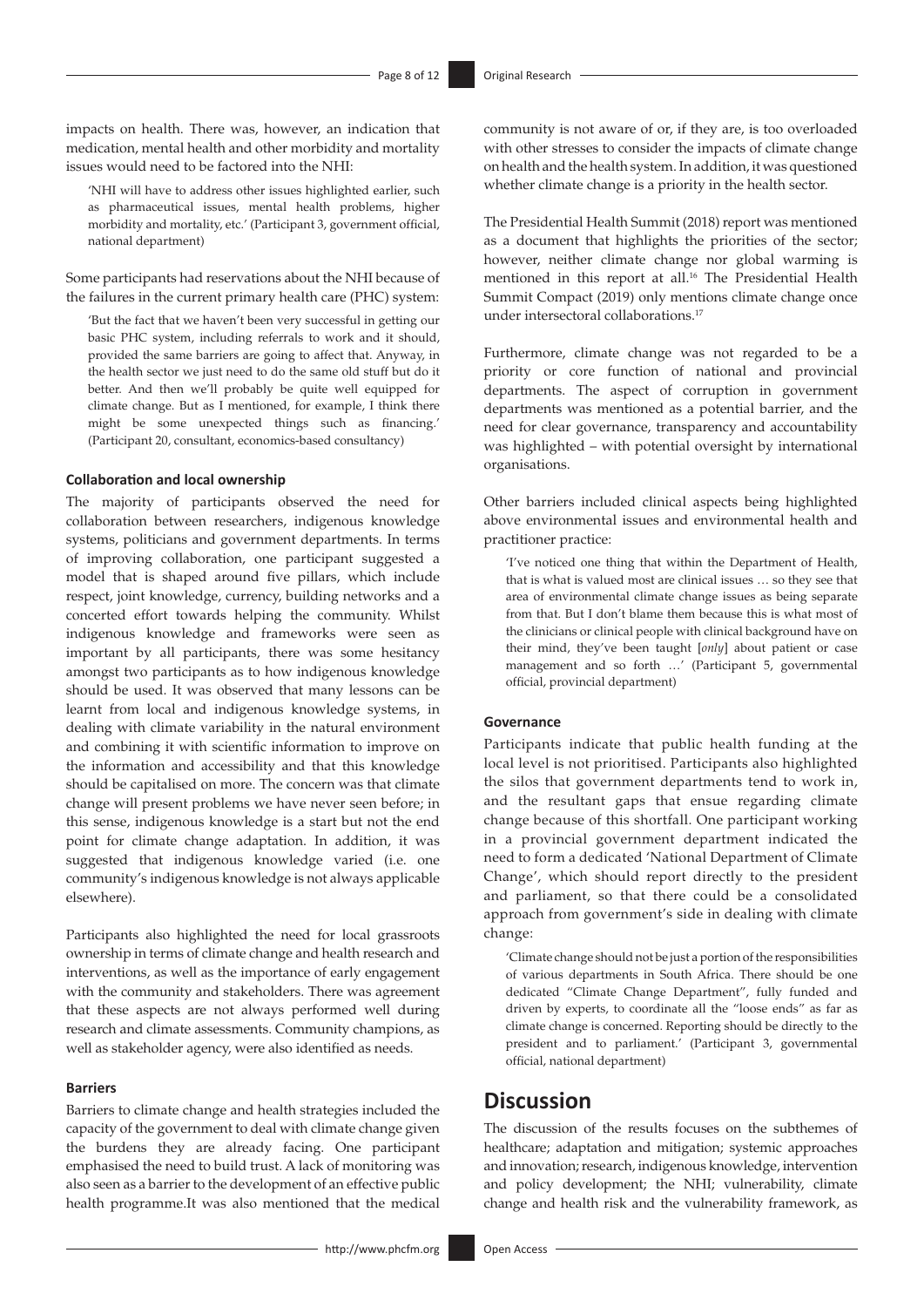impacts on health. There was, however, an indication that medication, mental health and other morbidity and mortality issues would need to be factored into the NHI:

> 'NHI will have to address other issues highlighted earlier, such as pharmaceutical issues, mental health problems, higher morbidity and mortality, etc.' (Participant 3, government official, national department)

Some participants had reservations about the NHI because of the failures in the current primary health care (PHC) system:

> 'But the fact that we haven't been very successful in getting our basic PHC system, including referrals to work and it should, provided the same barriers are going to affect that. Anyway, in the health sector we just need to do the same old stuff but do it better. And then we'll probably be quite well equipped for climate change. But as I mentioned, for example, I think there might be some unexpected things such as financing.' (Participant 20, consultant, economics-based consultancy)

#### Collaboration and local ownership

The majority of participants observed the need for collaboration between researchers, indigenous knowledge systems, politicians and government departments. In terms of improving collaboration, one participant suggested a model that is shaped around five pillars, which include respect, joint knowledge, currency, building networks and a concerted effort towards helping the community. Whilst indigenous knowledge and frameworks were seen as important by all participants, there was some hesitancy amongst two participants as to how indigenous knowledge should be used. It was observed that many lessons can be learnt from local and indigenous knowledge systems, in dealing with climate variability in the natural environment and combining it with scientific information to improve on the information and accessibility and that this knowledge should be capitalised on more. The concern was that climate change will present problems we have never seen before; in this sense, indigenous knowledge is a start but not the end point for climate change adaptation. In addition, it was suggested that indigenous knowledge varied (i.e. one community's indigenous knowledge is not always applicable elsewhere).

Participants also highlighted the need for local grassroots ownership in terms of climate change and health research and interventions, as well as the importance of early engagement with the community and stakeholders. There was agreement that these aspects are not always performed well during research and climate assessments. Community champions, as well as stakeholder agency, were also identified as needs.

#### Barriers

Barriers to climate change and health strategies included the capacity of the government to deal with climate change given the burdens they are already facing. One participant emphasised the need to build trust. A lack of monitoring was also seen as a barrier to the development of an effective public health programme.It was also mentioned that the medical community is not aware of or, if they are, is too overloaded with other stresses to consider the impacts of climate change on health and the health system. In addition, it was questioned whether climate change is a priority in the health sector.

The Presidential Health Summit (2018) report was mentioned as a document that highlights the priorities of the sector; however, neither climate change nor global warming is mentioned in this report at all.[16] The Presidential Health Summit Compact (2019) only mentions climate change once under intersectoral collaborations.[17]

Furthermore, climate change was not regarded to be a priority or core function of national and provincial departments. The aspect of corruption in government departments was mentioned as a potential barrier, and the need for clear governance, transparency and accountability was highlighted – with potential oversight by international organisations.

Other barriers included clinical aspects being highlighted above environmental issues and environmental health and practitioner practice:

> 'I've noticed one thing that within the Department of Health, that is what is valued most are clinical issues … so they see that area of environmental climate change issues as being separate from that. But I don't blame them because this is what most of the clinicians or clinical people with clinical background have on their mind, they've been taught [*only*] about patient or case management and so forth …' (Participant 5, governmental official, provincial department)

#### Governance

Participants indicate that public health funding at the local level is not prioritised. Participants also highlighted the silos that government departments tend to work in, and the resultant gaps that ensue regarding climate change because of this shortfall. One participant working in a provincial government department indicated the need to form a dedicated 'National Department of Climate Change', which should report directly to the president and parliament, so that there could be a consolidated approach from government's side in dealing with climate change:

> 'Climate change should not be just a portion of the responsibilities of various departments in South Africa. There should be one dedicated "Climate Change Department", fully funded and driven by experts, to coordinate all the "loose ends" as far as climate change is concerned. Reporting should be directly to the president and to parliament.' (Participant 3, governmental official, national department)

## Discussion

The discussion of the results focuses on the subthemes of healthcare; adaptation and mitigation; systemic approaches and innovation; research, indigenous knowledge, intervention and policy development; the NHI; vulnerability, climate change and health risk and the vulnerability framework, as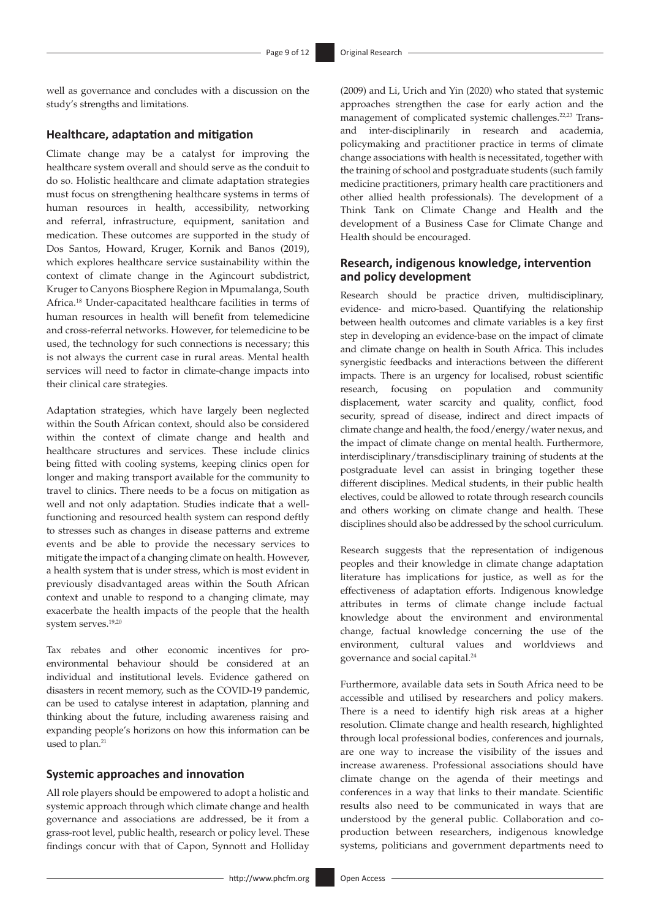well as governance and concludes with a discussion on the study's strengths and limitations.

## Healthcare, adaptation and mitigation

Climate change may be a catalyst for improving the healthcare system overall and should serve as the conduit to do so. Holistic healthcare and climate adaptation strategies must focus on strengthening healthcare systems in terms of human resources in health, accessibility, networking and referral, infrastructure, equipment, sanitation and medication. These outcomes are supported in the study of Dos Santos, Howard, Kruger, Kornik and Banos (2019), which explores healthcare service sustainability within the context of climate change in the Agincourt subdistrict, Kruger to Canyons Biosphere Region in Mpumalanga, South Africa.[18] Under-capacitated healthcare facilities in terms of human resources in health will benefit from telemedicine and cross-referral networks. However, for telemedicine to be used, the technology for such connections is necessary; this is not always the current case in rural areas. Mental health services will need to factor in climate-change impacts into their clinical care strategies.

Adaptation strategies, which have largely been neglected within the South African context, should also be considered within the context of climate change and health and healthcare structures and services. These include clinics being fitted with cooling systems, keeping clinics open for longer and making transport available for the community to travel to clinics. There needs to be a focus on mitigation as well and not only adaptation. Studies indicate that a well-functioning and resourced health system can respond deftly to stresses such as changes in disease patterns and extreme events and be able to provide the necessary services to mitigate the impact of a changing climate on health. However, a health system that is under stress, which is most evident in previously disadvantaged areas within the South African context and unable to respond to a changing climate, may exacerbate the health impacts of the people that the health system serves.[19,20]

Tax rebates and other economic incentives for pro-environmental behaviour should be considered at an individual and institutional levels. Evidence gathered on disasters in recent memory, such as the COVID-19 pandemic, can be used to catalyse interest in adaptation, planning and thinking about the future, including awareness raising and expanding people's horizons on how this information can be used to plan.[21]

## Systemic approaches and innovation

All role players should be empowered to adopt a holistic and systemic approach through which climate change and health governance and associations are addressed, be it from a grass-root level, public health, research or policy level. These findings concur with that of Capon, Synnott and Holliday (2009) and Li, Urich and Yin (2020) who stated that systemic approaches strengthen the case for early action and the management of complicated systemic challenges.[22,23] Trans- and inter-disciplinarily in research and academia, policymaking and practitioner practice in terms of climate change associations with health is necessitated, together with the training of school and postgraduate students (such family medicine practitioners, primary health care practitioners and other allied health professionals). The development of a Think Tank on Climate Change and Health and the development of a Business Case for Climate Change and Health should be encouraged.

## Research, indigenous knowledge, intervention and policy development

Research should be practice driven, multidisciplinary, evidence- and micro-based. Quantifying the relationship between health outcomes and climate variables is a key first step in developing an evidence-base on the impact of climate and climate change on health in South Africa. This includes synergistic feedbacks and interactions between the different impacts. There is an urgency for localised, robust scientific research, focusing on population and community displacement, water scarcity and quality, conflict, food security, spread of disease, indirect and direct impacts of climate change and health, the food/energy/water nexus, and the impact of climate change on mental health. Furthermore, interdisciplinary/transdisciplinary training of students at the postgraduate level can assist in bringing together these different disciplines. Medical students, in their public health electives, could be allowed to rotate through research councils and others working on climate change and health. These disciplines should also be addressed by the school curriculum.

Research suggests that the representation of indigenous peoples and their knowledge in climate change adaptation literature has implications for justice, as well as for the effectiveness of adaptation efforts. Indigenous knowledge attributes in terms of climate change include factual knowledge about the environment and environmental change, factual knowledge concerning the use of the environment, cultural values and worldviews and governance and social capital.[24]

Furthermore, available data sets in South Africa need to be accessible and utilised by researchers and policy makers. There is a need to identify high risk areas at a higher resolution. Climate change and health research, highlighted through local professional bodies, conferences and journals, are one way to increase the visibility of the issues and increase awareness. Professional associations should have climate change on the agenda of their meetings and conferences in a way that links to their mandate. Scientific results also need to be communicated in ways that are understood by the general public. Collaboration and co-production between researchers, indigenous knowledge systems, politicians and government departments need to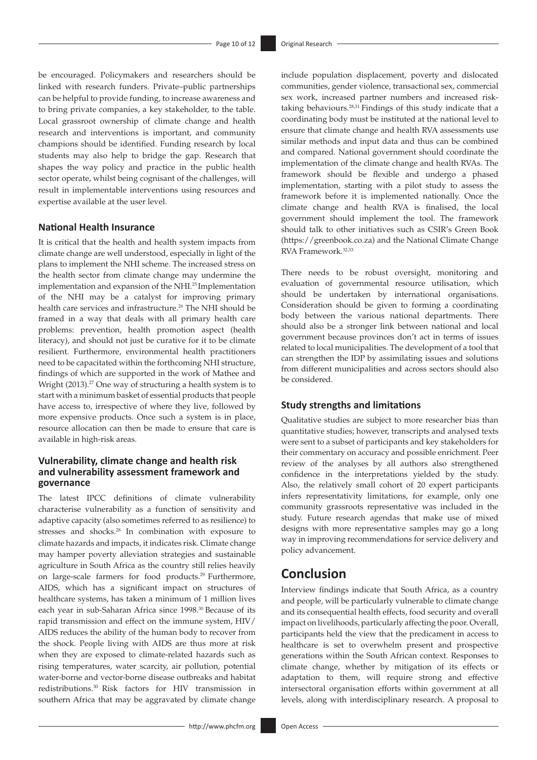be encouraged. Policymakers and researchers should be linked with research funders. Private–public partnerships can be helpful to provide funding, to increase awareness and to bring private companies, a key stakeholder, to the table. Local grassroot ownership of climate change and health research and interventions is important, and community champions should be identified. Funding research by local students may also help to bridge the gap. Research that shapes the way policy and practice in the public health sector operate, whilst being cognisant of the challenges, will result in implementable interventions using resources and expertise available at the user level.

### National Health Insurance

It is critical that the health and health system impacts from climate change are well understood, especially in light of the plans to implement the NHI scheme. The increased stress on the health sector from climate change may undermine the implementation and expansion of the NHI.[25] Implementation of the NHI may be a catalyst for improving primary health care services and infrastructure.[26] The NHI should be framed in a way that deals with all primary health care problems: prevention, health promotion aspect (health literacy), and should not just be curative for it to be climate resilient. Furthermore, environmental health practitioners need to be capacitated within the forthcoming NHI structure, findings of which are supported in the work of Mathee and Wright (2013).[27] One way of structuring a health system is to start with a minimum basket of essential products that people have access to, irrespective of where they live, followed by more expensive products. Once such a system is in place, resource allocation can then be made to ensure that care is available in high-risk areas.

### Vulnerability, climate change and health risk and vulnerability assessment framework and governance

The latest IPCC definitions of climate vulnerability characterise vulnerability as a function of sensitivity and adaptive capacity (also sometimes referred to as resilience) to stresses and shocks.[28] In combination with exposure to climate hazards and impacts, it indicates risk. Climate change may hamper poverty alleviation strategies and sustainable agriculture in South Africa as the country still relies heavily on large-scale farmers for food products.[29] Furthermore, AIDS, which has a significant impact on structures of healthcare systems, has taken a minimum of 1 million lives each year in sub-Saharan Africa since 1998.[30] Because of its rapid transmission and effect on the immune system, HIV/AIDS reduces the ability of the human body to recover from the shock. People living with AIDS are thus more at risk when they are exposed to climate-related hazards such as rising temperatures, water scarcity, air pollution, potential water-borne and vector-borne disease outbreaks and habitat redistributions.[30] Risk factors for HIV transmission in southern Africa that may be aggravated by climate change include population displacement, poverty and dislocated communities, gender violence, transactional sex, commercial sex work, increased partner numbers and increased risk-taking behaviours.[28,31] Findings of this study indicate that a coordinating body must be instituted at the national level to ensure that climate change and health RVA assessments use similar methods and input data and thus can be combined and compared. National government should coordinate the implementation of the climate change and health RVAs. The framework should be flexible and undergo a phased implementation, starting with a pilot study to assess the framework before it is implemented nationally. Once the climate change and health RVA is finalised, the local government should implement the tool. The framework should talk to other initiatives such as CSIR's Green Book (https://greenbook.co.za) and the National Climate Change RVA Framework.[32,33]

There needs to be robust oversight, monitoring and evaluation of governmental resource utilisation, which should be undertaken by international organisations. Consideration should be given to forming a coordinating body between the various national departments. There should also be a stronger link between national and local government because provinces don't act in terms of issues related to local municipalities. The development of a tool that can strengthen the IDP by assimilating issues and solutions from different municipalities and across sectors should also be considered.

### Study strengths and limitations

Qualitative studies are subject to more researcher bias than quantitative studies; however, transcripts and analysed texts were sent to a subset of participants and key stakeholders for their commentary on accuracy and possible enrichment. Peer review of the analyses by all authors also strengthened confidence in the interpretations yielded by the study. Also, the relatively small cohort of 20 expert participants infers representativity limitations, for example, only one community grassroots representative was included in the study. Future research agendas that make use of mixed designs with more representative samples may go a long way in improving recommendations for service delivery and policy advancement.

## Conclusion

Interview findings indicate that South Africa, as a country and people, will be particularly vulnerable to climate change and its consequential health effects, food security and overall impact on livelihoods, particularly affecting the poor. Overall, participants held the view that the predicament in access to healthcare is set to overwhelm present and prospective generations within the South African context. Responses to climate change, whether by mitigation of its effects or adaptation to them, will require strong and effective intersectoral organisation efforts within government at all levels, along with interdisciplinary research. A proposal to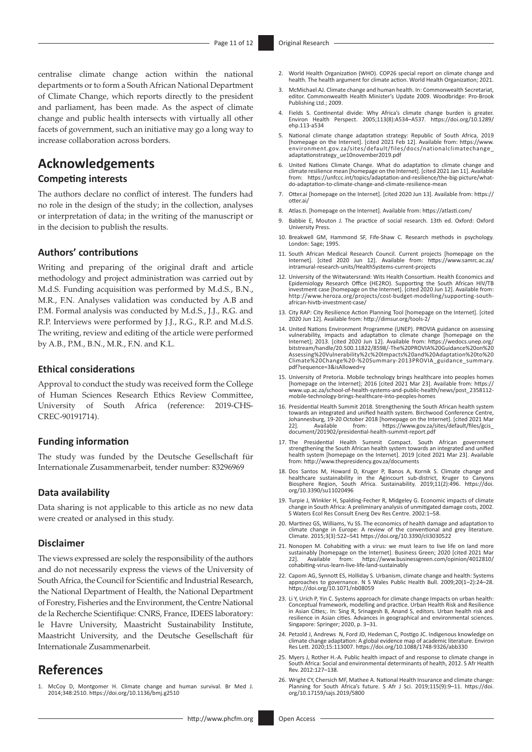centralise climate change action within the national departments or to form a South African National Department of Climate Change, which reports directly to the president and parliament, has been made. As the aspect of climate change and public health intersects with virtually all other facets of government, such an initiative may go a long way to increase collaboration across borders.

# Acknowledgements

## Competing interests

The authors declare no conflict of interest. The funders had no role in the design of the study; in the collection, analyses or interpretation of data; in the writing of the manuscript or in the decision to publish the results.

## Authors' contributions

Writing and preparing of the original draft and article methodology and project administration was carried out by M.d.S. Funding acquisition was performed by M.d.S., B.N., M.R., F.N. Analyses validation was conducted by A.B and P.M. Formal analysis was conducted by M.d.S., J.J., R.G. and R.P. Interviews were performed by J.J., R.G., R.P. and M.d.S. The writing, review and editing of the article were performed by A.B., P.M., B.N., M.R., F.N. and K.L.

## Ethical considerations

Approval to conduct the study was received form the College of Human Sciences Research Ethics Review Committee, University of South Africa (reference: 2019-CHS-CREC-90191714).

## Funding information

The study was funded by the Deutsche Gesellschaft für Internationale Zusammenarbeit, tender number: 83296969

## Data availability

Data sharing is not applicable to this article as no new data were created or analysed in this study.

## Disclaimer

The views expressed are solely the responsibility of the authors and do not necessarily express the views of the University of South Africa, the Council for Scientific and Industrial Research, the National Department of Health, the National Department of Forestry, Fisheries and the Environment, the Centre National de la Recherche Scientifique: CNRS, France, IDEES laboratory: le Havre University, Maastricht Sustainability Institute, Maastricht University, and the Deutsche Gesellschaft für Internationale Zusammenarbeit.

# References

1. McCoy D, Montgomer H. Climate change and human survival. Br Med J. 2014;348:2510. https://doi.org/10.1136/bmj.g2510
2. World Health Organization (WHO). COP26 special report on climate change and health. The health argument for climate action. World Health Organization; 2021.
3. McMichael AJ. Climate change and human health. In: Commonwealth Secretariat, editor. Commonwealth Health Minister's Update 2009. Woodbridge: Pro-Brook Publishing Ltd.; 2009.
4. Fields S. Continental divide: Why Africa's climate change burden is greater. Environ Health Perspect. 2005;113(8):A534–A537. https://doi.org/10.1289/ehp.113-a534
5. National climate change adaptation strategy: Republic of South Africa, 2019 [homepage on the Internet]. [cited 2021 Feb 12]. Available from: https://www.environment.gov.za/sites/default/files/docs/nationalclimatechange_adaptationstrategy_ue10november2019.pdf
6. United Nations Climate Change. What do adaptation to climate change and climate resilience mean [homepage on the Internet]. [cited 2021 Jan 11]. Available from: https://unfccc.int/topics/adaptation-and-resilience/the-big-picture/what-do-adaptation-to-climate-change-and-climate-resilience-mean
7. Otter.ai [homepage on the Internet]. [cited 2020 Jun 13]. Available from: https://otter.ai/
8. Atlas.ti. [homepage on the Internet]. Available from: https://atlasti.com/
9. Babbie E, Mouton J. The practice of social research. 13th ed. Oxford: Oxford University Press.
10. Breakwell GM, Hammond SF, Fife-Shaw C. Research methods in psychology. London: Sage; 1995.
11. South African Medical Research Council. Current projects [homepage on the Internet]. [cited 2020 Jun 12]. Available from: https://www.samrc.ac.za/intramural-research-units/HealthSystems-current-projects
12. University of the Witwatersrand: Wits Health Consortium. Health Economics and Epidemiology Research Office (HE2RO). Supporting the South African HIV/TB investment case [homepage on the Internet]. [cited 2020 Jun 12]. Available from: http://www.heroza.org/projects/cost-budget-modelling/supporting-south-african-hivtb-investment-case/
13. City RAP: City Resilience Action Planning Tool [homepage on the Internet]. [cited 2020 Jun 12]. Available from: http://dimsur.org/tools-2/
14. United Nations Environment Programme (UNEP). PROVIA guidance on assessing vulnerability, impacts and adaptation to climate change [homepage on the Internet]; 2013. [cited 2020 Jun 12]. Available from: https://wedocs.unep.org/bitstream/handle/20.500.11822/8598/-The%20PROVIA%20Guidance%20on%20Assessing%20Vulnerability%2c%20Impacts%20and%20Adaptation%20to%20Climate%20Change%20-%20Summary-2013PROVIA_guidance_summary.pdf?sequence=3&isAllowed=y
15. University of Pretoria. Mobile technology brings healthcare into peoples homes [homepage on the Internet]; 2016 [cited 2021 Mar 23]. Available from: https://www.up.ac.za/school-of-health-systems-and-public-health/news/post_2358112-mobile-technology-brings-healthcare-into-peoples-homes
16. Presidential Health Summit 2018. Strengthening the South African health system towards an integrated and unified health system. Birchwood Conference Centre, Johannesburg, 19-20 October 2018 [homepage on the Internet]. [cited 2021 Mar 22]. Available from: https://www.gov.za/sites/default/files/gcis_document/201902/presidential-health-summit-report.pdf
17. The Presidential Health Summit Compact. South African government strengthening the South African health system towards an integrated and unified health system [homepage on the Internet]. 2019 [cited 2021 Mar 23]. Available from: http://www.thepresidency.gov.za/documents
18. Dos Santos M, Howard D, Kruger P, Banos A, Kornik S. Climate change and healthcare sustainability in the Agincourt sub-district, Kruger to Canyons Biosphere Region, South Africa. Sustainability. 2019;11(2):496. https://doi.org/10.3390/su11020496
19. Turpie J, Winkler H, Spalding-Fecher R, Midgeley G. Economic impacts of climate change in South Africa: A preliminary analysis of unmitigated damage costs, 2002. S Waters Ecol Res Consult Energ Dev Res Centre. 2002:1–58.
20. Martinez GS, Williams, Yu SS. The economics of health damage and adaptation to climate change in Europe: A review of the conventional and grey literature. Climate. 2015;3(3):522–541 https://doi.org/10.3390/cli3030522
21. Nonopen M. Cohabiting with a virus: we must learn to live life on land more sustainably [homepage on the Internet]. Business Green; 2020 [cited 2021 Mar 22]. Available from: https://www.businessgreen.com/opinion/4012810/cohabiting-virus-learn-live-life-land-sustainably
22. Capom AG, Synnott ES, Holliday S. Urbanism, climate change and health: Systems approaches to governance. N S Wales Public Health Bull. 2009;20(1–2):24–28. https://doi.org/10.1071/nb08059
23. Li Y, Urich P, Yin C. Systems approach for climate change Impacts on urban health: Conceptual framework, modelling and practice. Urban Health Risk and Resilience in Asian Cities;. In: Sing R, Srinagesh B, Anand S, editors. Urban health risk and resilience in Asian cities. Advances in geographical and environmental sciences. Singapore: Springer; 2020, p. 3–31.
24. Petzold J, Andrews N, Ford JD, Hedeman C, Postigo JC. Indigenous knowledge on climate change adaptation: A global evidence map of academic literature. Environ Res Lett. 2020;15:113007. https://doi.org/10.1088/1748-9326/abb330
25. Myers J, Rother H.-A. Public health impact of and response to climate change in South Africa: Social and environmental determinants of health, 2012. S Afr Health Rev. 2012:127–138.
26. Wright CY, Chersich MF, Mathee A. National Health Insurance and climate change: Planning for South Africa's future. S Afr J Sci. 2019;115(9):9–11. https://doi.org/10.17159/sajs.2019/5800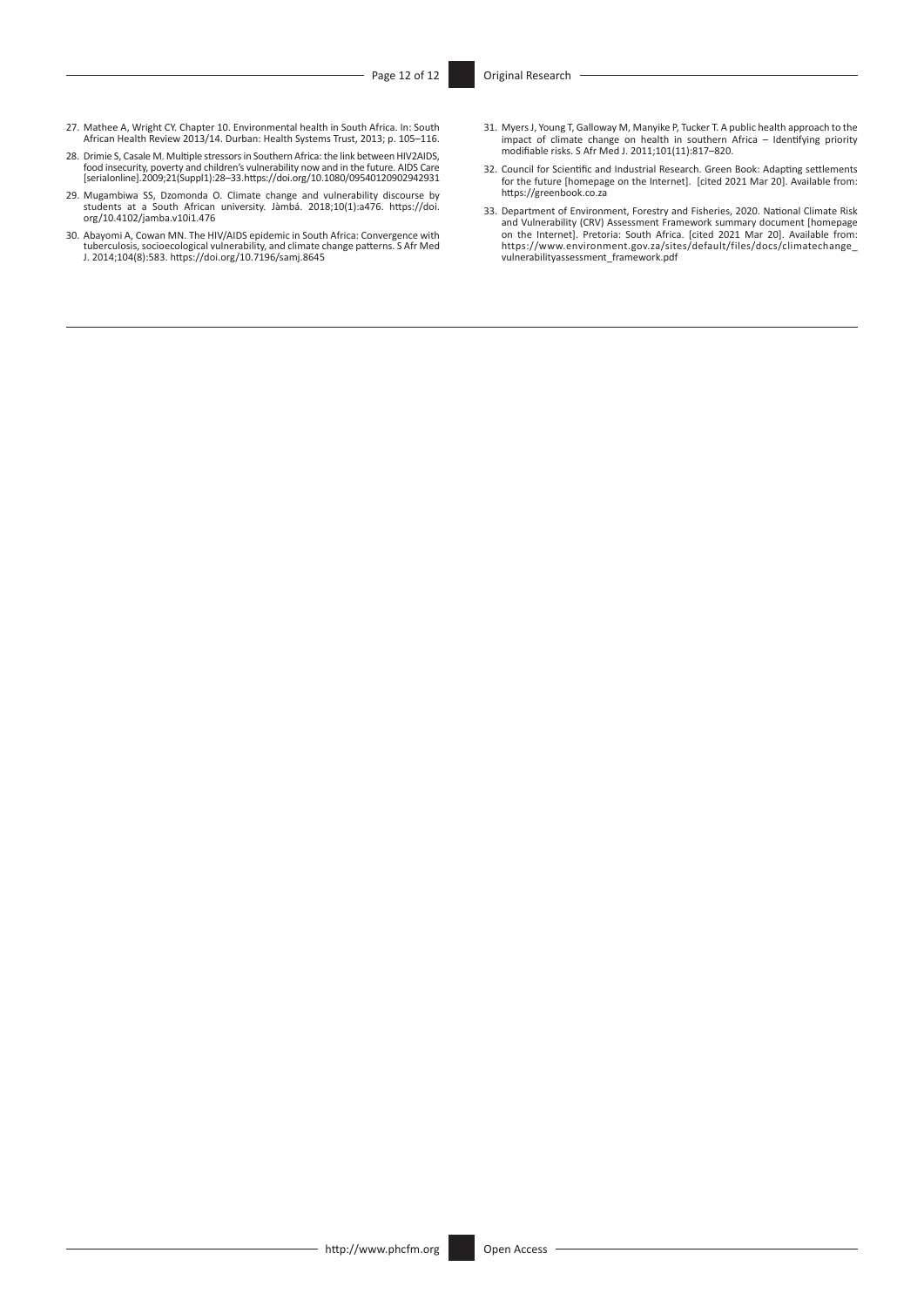27. Mathee A, Wright CY. Chapter 10. Environmental health in South Africa. In: South African Health Review 2013/14. Durban: Health Systems Trust, 2013; p. 105–116.
28. Drimie S, Casale M. Multiple stressors in Southern Africa: the link between HIV2AIDS, food insecurity, poverty and children's vulnerability now and in the future. AIDS Care [serialonline].2009;21(Suppl1):28–33.https://doi.org/10.1080/09540120902942931
29. Mugambiwa SS, Dzomonda O. Climate change and vulnerability discourse by students at a South African university. Jàmbá. 2018;10(1):a476. https://doi.org/10.4102/jamba.v10i1.476
30. Abayomi A, Cowan MN. The HIV/AIDS epidemic in South Africa: Convergence with tuberculosis, socioecological vulnerability, and climate change patterns. S Afr Med J. 2014;104(8):583. https://doi.org/10.7196/samj.8645
31. Myers J, Young T, Galloway M, Manyike P, Tucker T. A public health approach to the impact of climate change on health in southern Africa – Identifying priority modifiable risks. S Afr Med J. 2011;101(11):817–820.
32. Council for Scientific and Industrial Research. Green Book: Adapting settlements for the future [homepage on the Internet]. [cited 2021 Mar 20]. Available from: https://greenbook.co.za
33. Department of Environment, Forestry and Fisheries, 2020. National Climate Risk and Vulnerability (CRV) Assessment Framework summary document [homepage on the Internet]. Pretoria: South Africa. [cited 2021 Mar 20]. Available from: https://www.environment.gov.za/sites/default/files/docs/climatechange_vulnerabilityassessment_framework.pdf